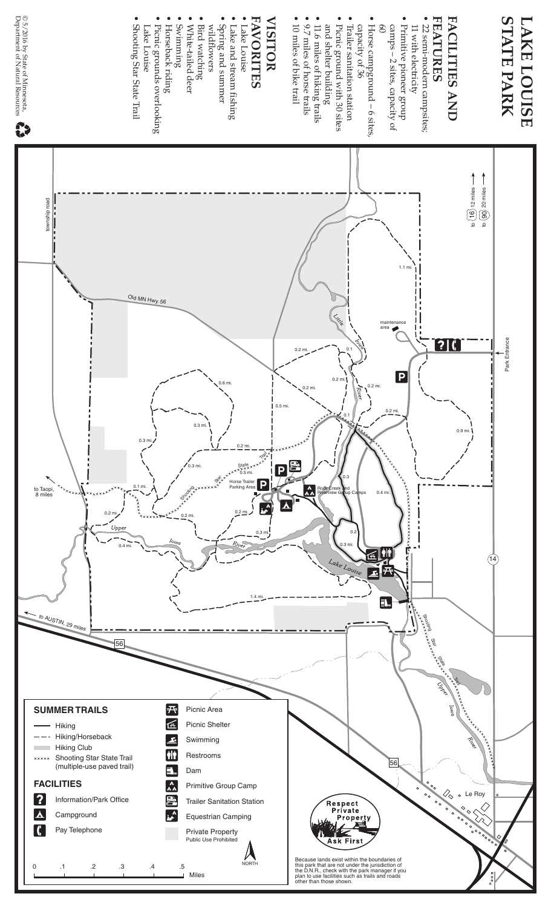# LAKE LOUISE STATE PARK

## FACILITIES AND FEATURES

- 22 semi-modern campsites; 11 with electricity
- Primitive pioneer group camps – 2 sites, capacity of 60
- Horse campground – 6 sites, capacity of 36
- Trailer sanitation station
- Picnic ground with 30 sites and shelter building
- 11.6 miles of hiking trails
- 9.7 miles of horse trails
- 10 miles of bike trail

## VISITOR FAVORITES

- Lake Louise
- Lake and stream fishing
- Spring and summer wildflowers
- Bird watching
- White-tailed deer
- Swimming
- Horseback riding
- Picnic grounds overlooking Lake Louise
- Shooting Star State Trail

© 5/2016 by State of Minnesota, Department of Natural Resources

to 16 12 miles →
to 90 20 miles →

Park Entrance

maintenance area

township road

Old MN Hwy. 56

Little Iowa River

Horse Trailer Parking Area

Rock Creek and Riverview Group Camps

Shooting Star State Trail

Upper Iowa River

Lake Louise

to Taopi, 8 miles

← to AUSTIN, 29 miles

56

14

Le Roy

1.1 mi. 0.2 mi. 0.1 0.2 mi. 0.2 mi. 0.2 mi. 0.9 mi. 0.6 mi. 0.5 mi. 0.1 0.3 mi. 0.3 mi. 0.2 mi. 0.3 mi. 0.5 mi. 0.3 0.4 mi. 0.1 mi. 0.2 mi. 0.2 mi. 0.2 mi. 0.3 mi. 0.2 0.3 mi. 0.2 mi. 0.4 mi. 1.4 mi.

### SUMMER TRAILS

- Hiking
- Hiking/Horseback
- Hiking Club
- Shooting Star State Trail (multiple-use paved trail)

### FACILITIES

- Information/Park Office
- Campground
- Pay Telephone
- Picnic Area
- Picnic Shelter
- Swimming
- Restrooms
- Dam
- Primitive Group Camp
- Trailer Sanitation Station
- Equestrian Camping
- Private Property — Public Use Prohibited

NORTH

0 .1 .2 .3 .4 .5 Miles

Respect Private Property — Ask First

Because lands exist within the boundaries of this park that are not under the jurisdiction of the D.N.R., check with the park manager if you plan to use facilities such as trails and roads other than those shown.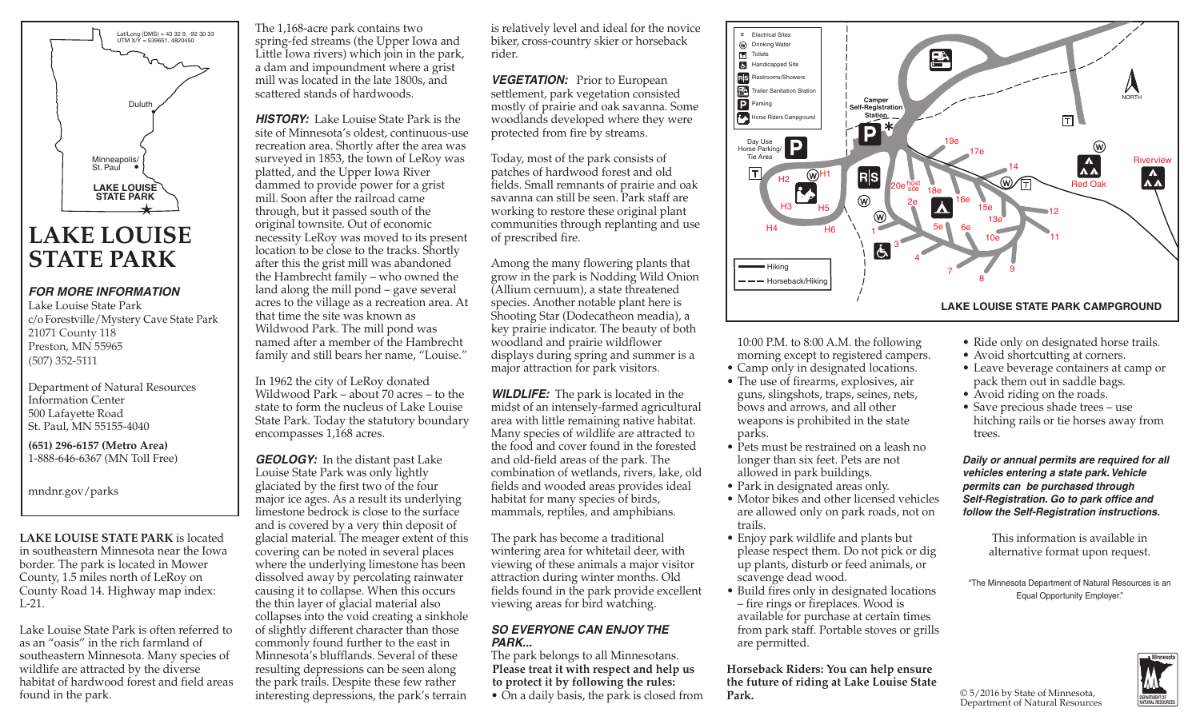Lat/Long (DMS) = 43 32 9, -92 30 33
UTM X/Y = 539651, 4820450

Duluth

Minneapolis/ St. Paul

LAKE LOUISE STATE PARK

# LAKE LOUISE STATE PARK

### *FOR MORE INFORMATION*

Lake Louise State Park
c/o Forestville/Mystery Cave State Park
21071 County 118
Preston, MN 55965
(507) 352-5111

Department of Natural Resources
Information Center
500 Lafayette Road
St. Paul, MN 55155-4040

**(651) 296-6157 (Metro Area)**
1-888-646-6367 (MN Toll Free)

mndnr.gov/parks

**LAKE LOUISE STATE PARK** is located in southeastern Minnesota near the Iowa border. The park is located in Mower County, 1.5 miles north of LeRoy on County Road 14. Highway map index: L-21.

Lake Louise State Park is often referred to as an "oasis" in the rich farmland of southeastern Minnesota. Many species of wildlife are attracted by the diverse habitat of hardwood forest and field areas found in the park.

The 1,168-acre park contains two spring-fed streams (the Upper Iowa and Little Iowa rivers) which join in the park, a dam and impoundment where a grist mill was located in the late 1800s, and scattered stands of hardwoods.

***HISTORY:*** Lake Louise State Park is the site of Minnesota's oldest, continuous-use recreation area. Shortly after the area was surveyed in 1853, the town of LeRoy was platted, and the Upper Iowa River dammed to provide power for a grist mill. Soon after the railroad came through, but it passed south of the original townsite. Out of economic necessity LeRoy was moved to its present location to be close to the tracks. Shortly after this the grist mill was abandoned the Hambrecht family – who owned the land along the mill pond – gave several acres to the village as a recreation area. At that time the site was known as Wildwood Park. The mill pond was named after a member of the Hambrecht family and still bears her name, "Louise."

In 1962 the city of LeRoy donated Wildwood Park – about 70 acres – to the state to form the nucleus of Lake Louise State Park. Today the statutory boundary encompasses 1,168 acres.

***GEOLOGY:*** In the distant past Lake Louise State Park was only lightly glaciated by the first two of the four major ice ages. As a result its underlying limestone bedrock is close to the surface and is covered by a very thin deposit of glacial material. The meager extent of this covering can be noted in several places where the underlying limestone has been dissolved away by percolating rainwater causing it to collapse. When this occurs the thin layer of glacial material also collapses into the void creating a sinkhole of slightly different character than those commonly found further to the east in Minnesota's blufflands. Several of these resulting depressions can be seen along the park trails. Despite these few rather interesting depressions, the park's terrain is relatively level and ideal for the novice biker, cross-country skier or horseback rider.

***VEGETATION:*** Prior to European settlement, park vegetation consisted mostly of prairie and oak savanna. Some woodlands developed where they were protected from fire by streams.

Today, most of the park consists of patches of hardwood forest and old fields. Small remnants of prairie and oak savanna can still be seen. Park staff are working to restore these original plant communities through replanting and use of prescribed fire.

Among the many flowering plants that grow in the park is Nodding Wild Onion (Allium cernuum), a state threatened species. Another notable plant here is Shooting Star (Dodecatheon meadia), a key prairie indicator. The beauty of both woodland and prairie wildflower displays during spring and summer is a major attraction for park visitors.

***WILDLIFE:*** The park is located in the midst of an intensely-farmed agricultural area with little remaining native habitat. Many species of wildlife are attracted to the food and cover found in the forested and old-field areas of the park. The combination of wetlands, rivers, lake, old fields and wooded areas provides ideal habitat for many species of birds, mammals, reptiles, and amphibians.

The park has become a traditional wintering area for whitetail deer, with viewing of these animals a major visitor attraction during winter months. Old fields found in the park provide excellent viewing areas for bird watching.

### *SO EVERYONE CAN ENJOY THE PARK...*

The park belongs to all Minnesotans. **Please treat it with respect and help us to protect it by following the rules:**

- On a daily basis, the park is closed from 10:00 P.M. to 8:00 A.M. the following morning except to registered campers.
- Camp only in designated locations.
- The use of firearms, explosives, air guns, slingshots, traps, seines, nets, bows and arrows, and all other weapons is prohibited in the state parks.
- Pets must be restrained on a leash no longer than six feet. Pets are not allowed in park buildings.
- Park in designated areas only.
- Motor bikes and other licensed vehicles are allowed only on park roads, not on trails.
- Enjoy park wildlife and plants but please respect them. Do not pick or dig up plants, disturb or feed animals, or scavenge dead wood.
- Build fires only in designated locations – fire rings or fireplaces. Wood is available for purchase at certain times from park staff. Portable stoves or grills are permitted.

**Horseback Riders: You can help ensure the future of riding at Lake Louise State Park.**

- Ride only on designated horse trails.
- Avoid shortcutting at corners.
- Leave beverage containers at camp or pack them out in saddle bags.
- Avoid riding on the roads.
- Save precious shade trees – use hitching rails or tie horses away from trees.

***Daily or annual permits are required for all vehicles entering a state park. Vehicle permits can be purchased through Self-Registration. Go to park office and follow the Self-Registration instructions.***

This information is available in alternative format upon request.

"The Minnesota Department of Natural Resources is an Equal Opportunity Employer."

© 5/2016 by State of Minnesota, Department of Natural Resources

**LAKE LOUISE STATE PARK CAMPGROUND**

Electrical Sites
Drinking Water
Toilets
Handicapped Site
Restrooms/Showers
Trailer Sanitation Station
Parking
Horse Riders Campground

Hiking
Horseback/Hiking

Camper Self-Registration Station

Day Use Horse Parking/ Tie Areas

H1 H2 H3 H4 H5 H6

1 2e 3 4 5e 6e 7 8 9 10e 11 12 13e 14 15e 16e 17e 18e 19e 20e host site

Red Oak

Riverview

NORTH